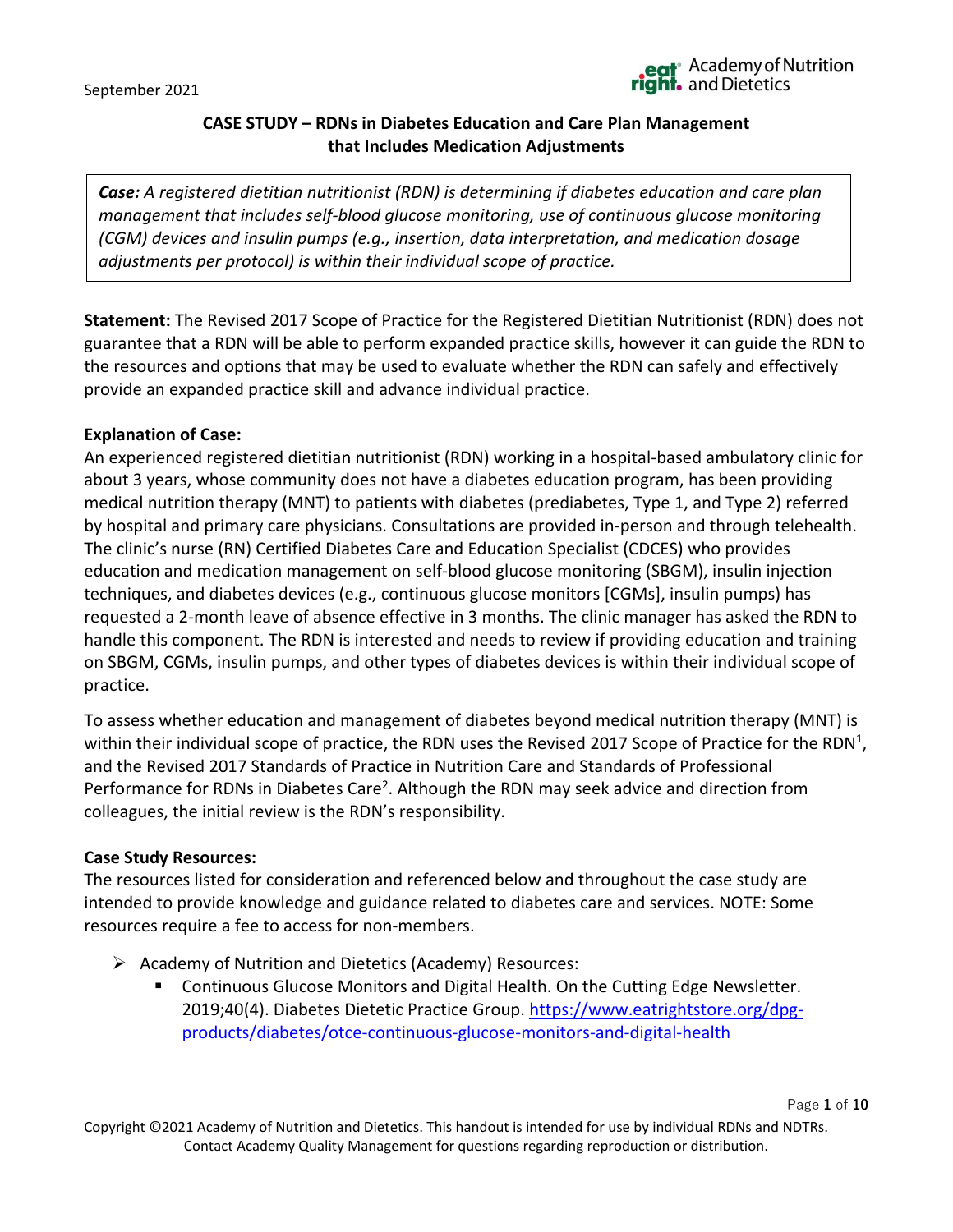September 2021

# CASE STUDY – RDNs in Diabetes Education and Care Plan Management that Includes Medication Adjustments

> ***Case:*** *A registered dietitian nutritionist (RDN) is determining if diabetes education and care plan management that includes self-blood glucose monitoring, use of continuous glucose monitoring (CGM) devices and insulin pumps (e.g., insertion, data interpretation, and medication dosage adjustments per protocol) is within their individual scope of practice.*

**Statement:** The Revised 2017 Scope of Practice for the Registered Dietitian Nutritionist (RDN) does not guarantee that a RDN will be able to perform expanded practice skills, however it can guide the RDN to the resources and options that may be used to evaluate whether the RDN can safely and effectively provide an expanded practice skill and advance individual practice.

**Explanation of Case:**

An experienced registered dietitian nutritionist (RDN) working in a hospital-based ambulatory clinic for about 3 years, whose community does not have a diabetes education program, has been providing medical nutrition therapy (MNT) to patients with diabetes (prediabetes, Type 1, and Type 2) referred by hospital and primary care physicians. Consultations are provided in-person and through telehealth. The clinic's nurse (RN) Certified Diabetes Care and Education Specialist (CDCES) who provides education and medication management on self-blood glucose monitoring (SBGM), insulin injection techniques, and diabetes devices (e.g., continuous glucose monitors [CGMs], insulin pumps) has requested a 2-month leave of absence effective in 3 months. The clinic manager has asked the RDN to handle this component. The RDN is interested and needs to review if providing education and training on SBGM, CGMs, insulin pumps, and other types of diabetes devices is within their individual scope of practice.

To assess whether education and management of diabetes beyond medical nutrition therapy (MNT) is within their individual scope of practice, the RDN uses the Revised 2017 Scope of Practice for the RDN[1], and the Revised 2017 Standards of Practice in Nutrition Care and Standards of Professional Performance for RDNs in Diabetes Care[2]. Although the RDN may seek advice and direction from colleagues, the initial review is the RDN's responsibility.

**Case Study Resources:**

The resources listed for consideration and referenced below and throughout the case study are intended to provide knowledge and guidance related to diabetes care and services. NOTE: Some resources require a fee to access for non-members.

- Academy of Nutrition and Dietetics (Academy) Resources:
  - Continuous Glucose Monitors and Digital Health. On the Cutting Edge Newsletter. 2019;40(4). Diabetes Dietetic Practice Group. https://www.eatrightstore.org/dpg-products/diabetes/otce-continuous-glucose-monitors-and-digital-health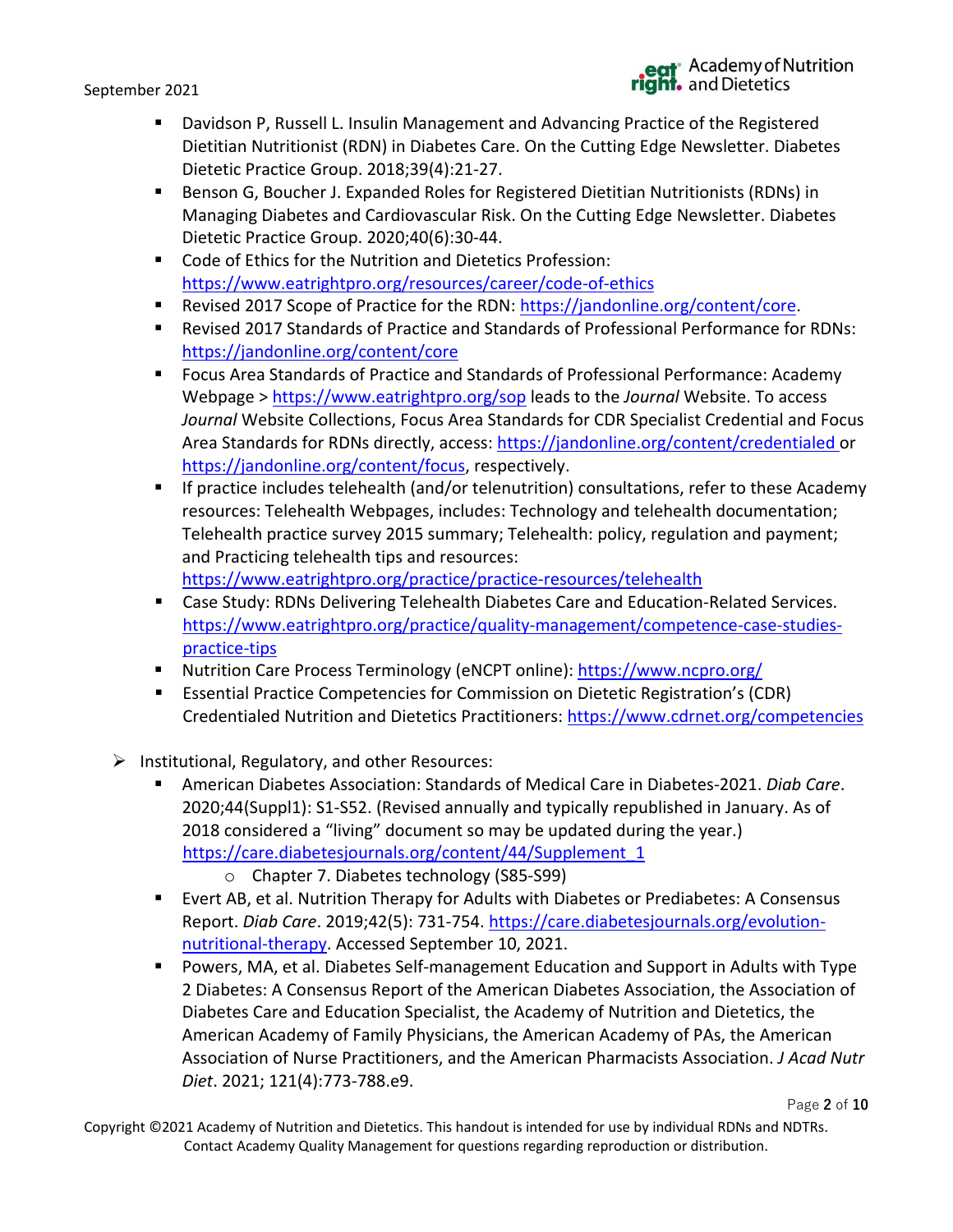- Davidson P, Russell L. Insulin Management and Advancing Practice of the Registered Dietitian Nutritionist (RDN) in Diabetes Care. On the Cutting Edge Newsletter. Diabetes Dietetic Practice Group. 2018;39(4):21-27.
- Benson G, Boucher J. Expanded Roles for Registered Dietitian Nutritionists (RDNs) in Managing Diabetes and Cardiovascular Risk. On the Cutting Edge Newsletter. Diabetes Dietetic Practice Group. 2020;40(6):30-44.
- Code of Ethics for the Nutrition and Dietetics Profession: [https://www.eatrightpro.org/resources/career/code-of-ethics](https://www.eatrightpro.org/resources/career/code-of-ethics)
- Revised 2017 Scope of Practice for the RDN: [https://jandonline.org/content/core](https://jandonline.org/content/core).
- Revised 2017 Standards of Practice and Standards of Professional Performance for RDNs: [https://jandonline.org/content/core](https://jandonline.org/content/core)
- Focus Area Standards of Practice and Standards of Professional Performance: Academy Webpage > [https://www.eatrightpro.org/sop](https://www.eatrightpro.org/sop) leads to the *Journal* Website. To access *Journal* Website Collections, Focus Area Standards for CDR Specialist Credential and Focus Area Standards for RDNs directly, access: [https://jandonline.org/content/credentialed](https://jandonline.org/content/credentialed) or [https://jandonline.org/content/focus](https://jandonline.org/content/focus), respectively.
- If practice includes telehealth (and/or telenutrition) consultations, refer to these Academy resources: Telehealth Webpages, includes: Technology and telehealth documentation; Telehealth practice survey 2015 summary; Telehealth: policy, regulation and payment; and Practicing telehealth tips and resources: [https://www.eatrightpro.org/practice/practice-resources/telehealth](https://www.eatrightpro.org/practice/practice-resources/telehealth)
- Case Study: RDNs Delivering Telehealth Diabetes Care and Education-Related Services. [https://www.eatrightpro.org/practice/quality-management/competence-case-studies-practice-tips](https://www.eatrightpro.org/practice/quality-management/competence-case-studies-practice-tips)
- Nutrition Care Process Terminology (eNCPT online): [https://www.ncpro.org/](https://www.ncpro.org/)
- Essential Practice Competencies for Commission on Dietetic Registration's (CDR) Credentialed Nutrition and Dietetics Practitioners: [https://www.cdrnet.org/competencies](https://www.cdrnet.org/competencies)

- Institutional, Regulatory, and other Resources:
  - American Diabetes Association: Standards of Medical Care in Diabetes-2021. *Diab Care*. 2020;44(Suppl1): S1-S52. (Revised annually and typically republished in January. As of 2018 considered a "living" document so may be updated during the year.) [https://care.diabetesjournals.org/content/44/Supplement_1](https://care.diabetesjournals.org/content/44/Supplement_1)
    - Chapter 7. Diabetes technology (S85-S99)
  - Evert AB, et al. Nutrition Therapy for Adults with Diabetes or Prediabetes: A Consensus Report. *Diab Care*. 2019;42(5): 731-754. [https://care.diabetesjournals.org/evolution-nutritional-therapy](https://care.diabetesjournals.org/evolution-nutritional-therapy). Accessed September 10, 2021.
  - Powers, MA, et al. Diabetes Self-management Education and Support in Adults with Type 2 Diabetes: A Consensus Report of the American Diabetes Association, the Association of Diabetes Care and Education Specialist, the Academy of Nutrition and Dietetics, the American Academy of Family Physicians, the American Academy of PAs, the American Association of Nurse Practitioners, and the American Pharmacists Association. *J Acad Nutr Diet*. 2021; 121(4):773-788.e9.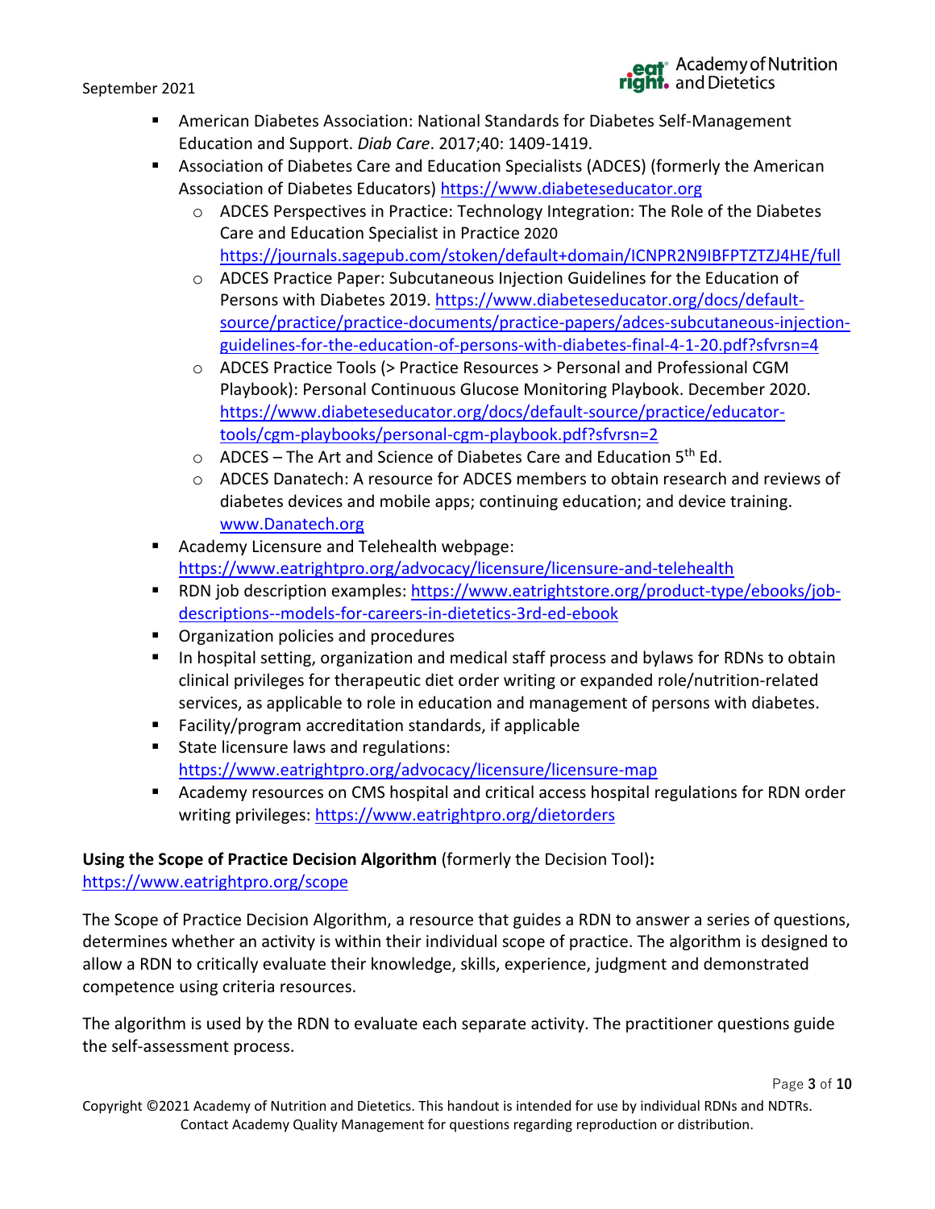- American Diabetes Association: National Standards for Diabetes Self-Management Education and Support. *Diab Care*. 2017;40: 1409-1419.
- Association of Diabetes Care and Education Specialists (ADCES) (formerly the American Association of Diabetes Educators) https://www.diabeteseducator.org
    - ADCES Perspectives in Practice: Technology Integration: The Role of the Diabetes Care and Education Specialist in Practice 2020 https://journals.sagepub.com/stoken/default+domain/ICNPR2N9IBFPTZTZJ4HE/full
    - ADCES Practice Paper: Subcutaneous Injection Guidelines for the Education of Persons with Diabetes 2019. https://www.diabeteseducator.org/docs/default-source/practice/practice-documents/practice-papers/adces-subcutaneous-injection-guidelines-for-the-education-of-persons-with-diabetes-final-4-1-20.pdf?sfvrsn=4
    - ADCES Practice Tools (> Practice Resources > Personal and Professional CGM Playbook): Personal Continuous Glucose Monitoring Playbook. December 2020. https://www.diabeteseducator.org/docs/default-source/practice/educator-tools/cgm-playbooks/personal-cgm-playbook.pdf?sfvrsn=2
    - ADCES – The Art and Science of Diabetes Care and Education 5th Ed.
    - ADCES Danatech: A resource for ADCES members to obtain research and reviews of diabetes devices and mobile apps; continuing education; and device training. www.Danatech.org
- Academy Licensure and Telehealth webpage: https://www.eatrightpro.org/advocacy/licensure/licensure-and-telehealth
- RDN job description examples: https://www.eatrightstore.org/product-type/ebooks/job-descriptions--models-for-careers-in-dietetics-3rd-ed-ebook
- Organization policies and procedures
- In hospital setting, organization and medical staff process and bylaws for RDNs to obtain clinical privileges for therapeutic diet order writing or expanded role/nutrition-related services, as applicable to role in education and management of persons with diabetes.
- Facility/program accreditation standards, if applicable
- State licensure laws and regulations: https://www.eatrightpro.org/advocacy/licensure/licensure-map
- Academy resources on CMS hospital and critical access hospital regulations for RDN order writing privileges: https://www.eatrightpro.org/dietorders

**Using the Scope of Practice Decision Algorithm** (formerly the Decision Tool)**:** https://www.eatrightpro.org/scope

The Scope of Practice Decision Algorithm, a resource that guides a RDN to answer a series of questions, determines whether an activity is within their individual scope of practice. The algorithm is designed to allow a RDN to critically evaluate their knowledge, skills, experience, judgment and demonstrated competence using criteria resources.

The algorithm is used by the RDN to evaluate each separate activity. The practitioner questions guide the self-assessment process.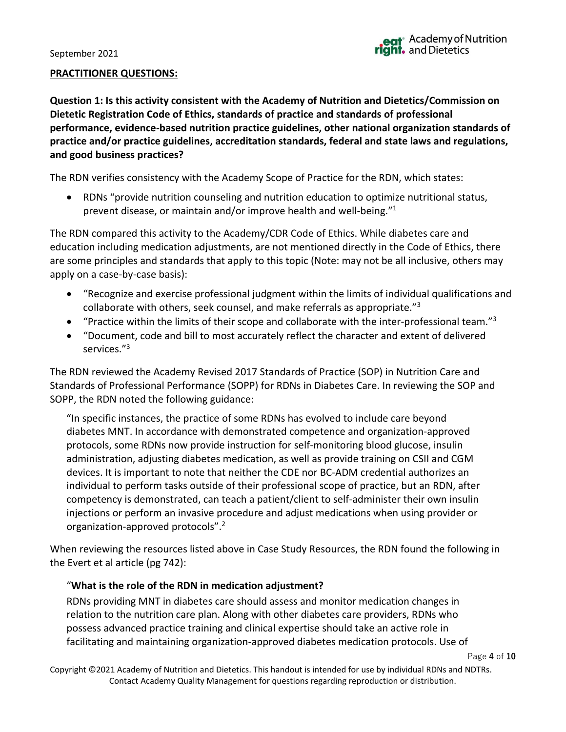## PRACTITIONER QUESTIONS:

**Question 1: Is this activity consistent with the Academy of Nutrition and Dietetics/Commission on Dietetic Registration Code of Ethics, standards of practice and standards of professional performance, evidence-based nutrition practice guidelines, other national organization standards of practice and/or practice guidelines, accreditation standards, federal and state laws and regulations, and good business practices?**

The RDN verifies consistency with the Academy Scope of Practice for the RDN, which states:

- RDNs "provide nutrition counseling and nutrition education to optimize nutritional status, prevent disease, or maintain and/or improve health and well-being."[1]

The RDN compared this activity to the Academy/CDR Code of Ethics. While diabetes care and education including medication adjustments, are not mentioned directly in the Code of Ethics, there are some principles and standards that apply to this topic (Note: may not be all inclusive, others may apply on a case-by-case basis):

- "Recognize and exercise professional judgment within the limits of individual qualifications and collaborate with others, seek counsel, and make referrals as appropriate."[3]
- "Practice within the limits of their scope and collaborate with the inter-professional team."[3]
- "Document, code and bill to most accurately reflect the character and extent of delivered services."[3]

The RDN reviewed the Academy Revised 2017 Standards of Practice (SOP) in Nutrition Care and Standards of Professional Performance (SOPP) for RDNs in Diabetes Care. In reviewing the SOP and SOPP, the RDN noted the following guidance:

> "In specific instances, the practice of some RDNs has evolved to include care beyond diabetes MNT. In accordance with demonstrated competence and organization-approved protocols, some RDNs now provide instruction for self-monitoring blood glucose, insulin administration, adjusting diabetes medication, as well as provide training on CSII and CGM devices. It is important to note that neither the CDE nor BC-ADM credential authorizes an individual to perform tasks outside of their professional scope of practice, but an RDN, after competency is demonstrated, can teach a patient/client to self-administer their own insulin injections or perform an invasive procedure and adjust medications when using provider or organization-approved protocols".[2]

When reviewing the resources listed above in Case Study Resources, the RDN found the following in the Evert et al article (pg 742):

> "**What is the role of the RDN in medication adjustment?**
>
> RDNs providing MNT in diabetes care should assess and monitor medication changes in relation to the nutrition care plan. Along with other diabetes care providers, RDNs who possess advanced practice training and clinical expertise should take an active role in facilitating and maintaining organization-approved diabetes medication protocols. Use of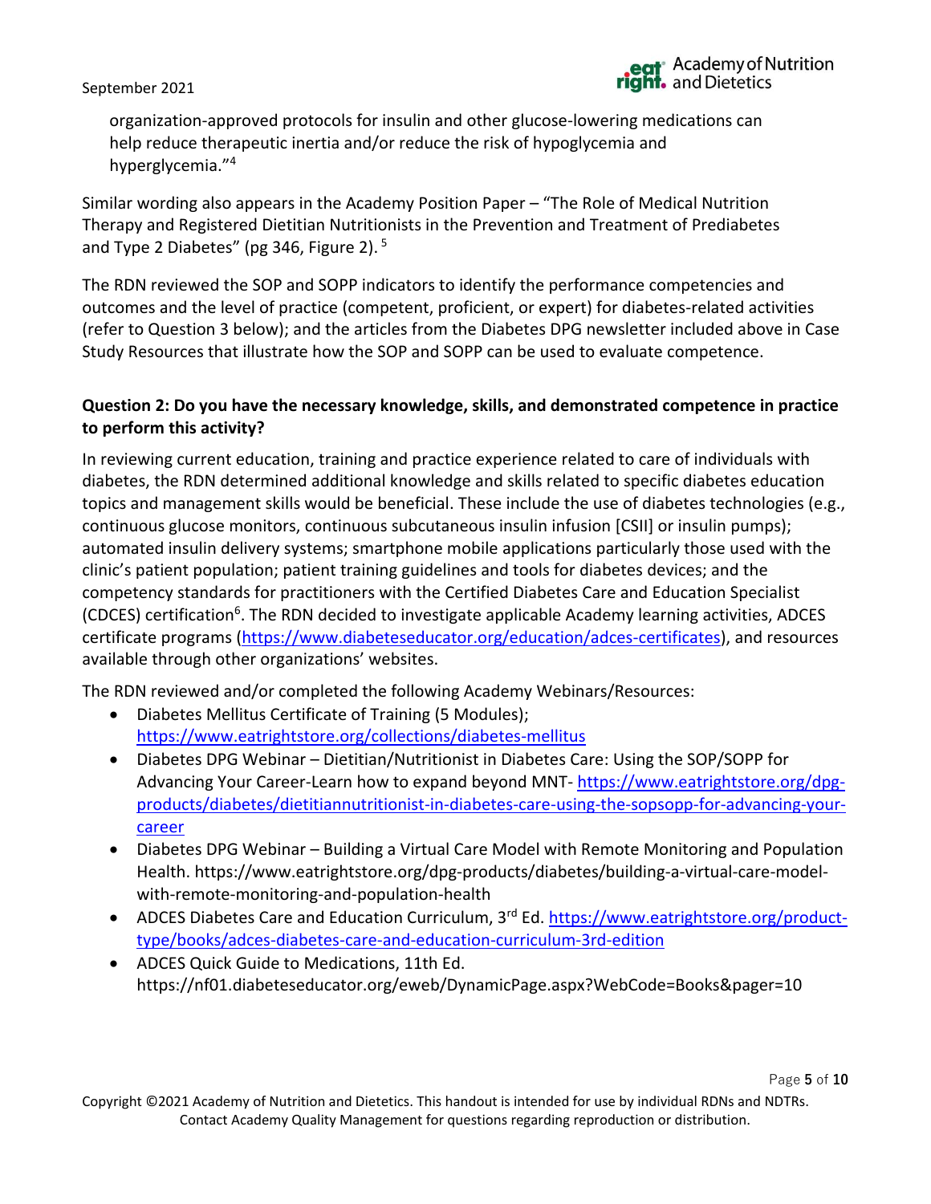organization-approved protocols for insulin and other glucose-lowering medications can help reduce therapeutic inertia and/or reduce the risk of hypoglycemia and hyperglycemia."[4]

Similar wording also appears in the Academy Position Paper – "The Role of Medical Nutrition Therapy and Registered Dietitian Nutritionists in the Prevention and Treatment of Prediabetes and Type 2 Diabetes" (pg 346, Figure 2). [5]

The RDN reviewed the SOP and SOPP indicators to identify the performance competencies and outcomes and the level of practice (competent, proficient, or expert) for diabetes-related activities (refer to Question 3 below); and the articles from the Diabetes DPG newsletter included above in Case Study Resources that illustrate how the SOP and SOPP can be used to evaluate competence.

**Question 2: Do you have the necessary knowledge, skills, and demonstrated competence in practice to perform this activity?**

In reviewing current education, training and practice experience related to care of individuals with diabetes, the RDN determined additional knowledge and skills related to specific diabetes education topics and management skills would be beneficial. These include the use of diabetes technologies (e.g., continuous glucose monitors, continuous subcutaneous insulin infusion [CSII] or insulin pumps); automated insulin delivery systems; smartphone mobile applications particularly those used with the clinic's patient population; patient training guidelines and tools for diabetes devices; and the competency standards for practitioners with the Certified Diabetes Care and Education Specialist (CDCES) certification[6]. The RDN decided to investigate applicable Academy learning activities, ADCES certificate programs (https://www.diabeteseducator.org/education/adces-certificates), and resources available through other organizations' websites.

The RDN reviewed and/or completed the following Academy Webinars/Resources:

- Diabetes Mellitus Certificate of Training (5 Modules); https://www.eatrightstore.org/collections/diabetes-mellitus
- Diabetes DPG Webinar – Dietitian/Nutritionist in Diabetes Care: Using the SOP/SOPP for Advancing Your Career-Learn how to expand beyond MNT- https://www.eatrightstore.org/dpg-products/diabetes/dietitiannutritionist-in-diabetes-care-using-the-sopsopp-for-advancing-your-career
- Diabetes DPG Webinar – Building a Virtual Care Model with Remote Monitoring and Population Health. https://www.eatrightstore.org/dpg-products/diabetes/building-a-virtual-care-model-with-remote-monitoring-and-population-health
- ADCES Diabetes Care and Education Curriculum, 3rd Ed. https://www.eatrightstore.org/product-type/books/adces-diabetes-care-and-education-curriculum-3rd-edition
- ADCES Quick Guide to Medications, 11th Ed. https://nf01.diabeteseducator.org/eweb/DynamicPage.aspx?WebCode=Books&pager=10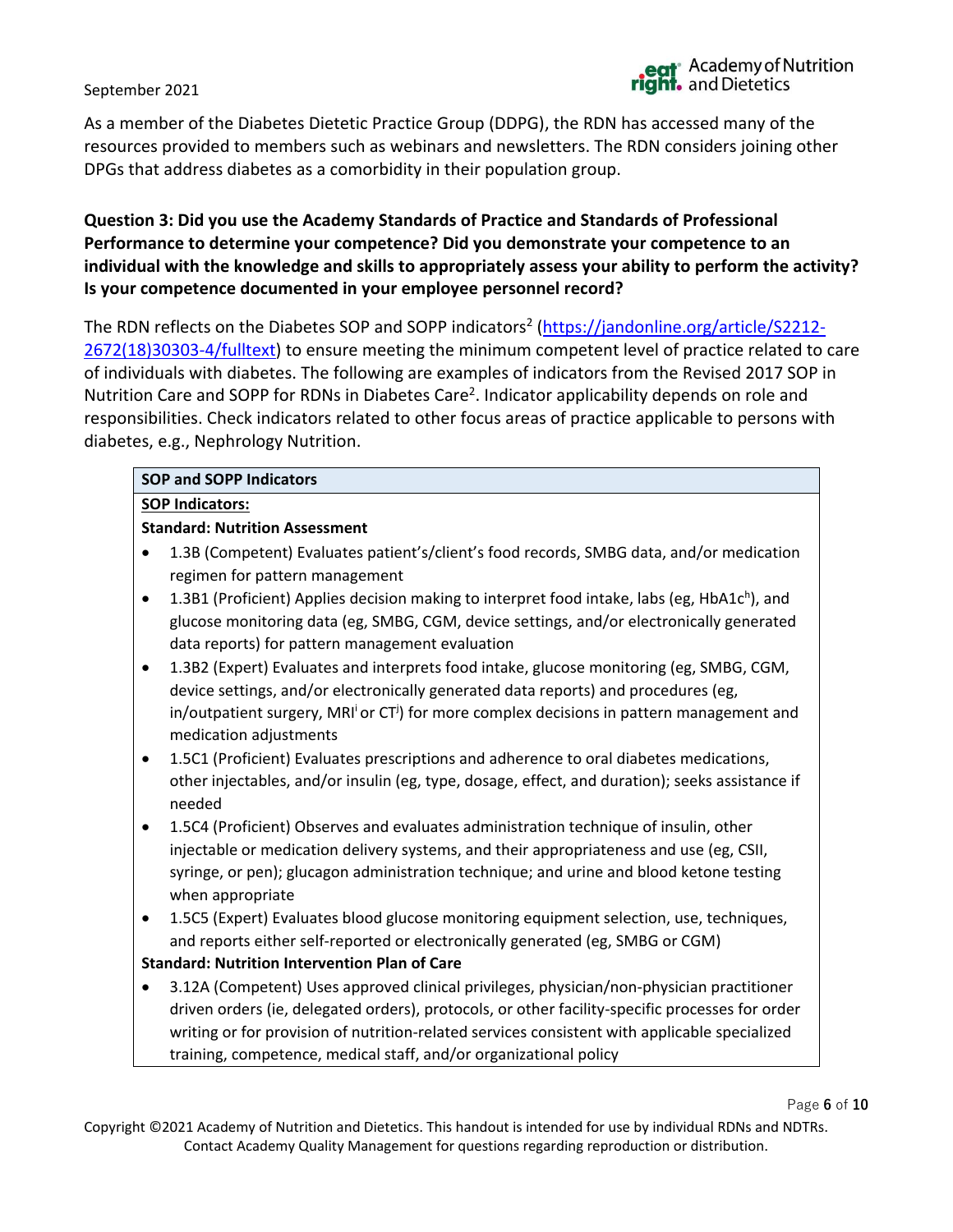As a member of the Diabetes Dietetic Practice Group (DDPG), the RDN has accessed many of the resources provided to members such as webinars and newsletters. The RDN considers joining other DPGs that address diabetes as a comorbidity in their population group.

**Question 3: Did you use the Academy Standards of Practice and Standards of Professional Performance to determine your competence? Did you demonstrate your competence to an individual with the knowledge and skills to appropriately assess your ability to perform the activity? Is your competence documented in your employee personnel record?**

The RDN reflects on the Diabetes SOP and SOPP indicators[2] (https://jandonline.org/article/S2212-2672(18)30303-4/fulltext) to ensure meeting the minimum competent level of practice related to care of individuals with diabetes. The following are examples of indicators from the Revised 2017 SOP in Nutrition Care and SOPP for RDNs in Diabetes Care[2]. Indicator applicability depends on role and responsibilities. Check indicators related to other focus areas of practice applicable to persons with diabetes, e.g., Nephrology Nutrition.

| SOP and SOPP Indicators |
|---|
| **SOP Indicators:**<br>**Standard: Nutrition Assessment**<br>• 1.3B (Competent) Evaluates patient's/client's food records, SMBG data, and/or medication regimen for pattern management<br>• 1.3B1 (Proficient) Applies decision making to interpret food intake, labs (eg, HbA1c[h]), and glucose monitoring data (eg, SMBG, CGM, device settings, and/or electronically generated data reports) for pattern management evaluation<br>• 1.3B2 (Expert) Evaluates and interprets food intake, glucose monitoring (eg, SMBG, CGM, device settings, and/or electronically generated data reports) and procedures (eg, in/outpatient surgery, MRI[i] or CT[j]) for more complex decisions in pattern management and medication adjustments<br>• 1.5C1 (Proficient) Evaluates prescriptions and adherence to oral diabetes medications, other injectables, and/or insulin (eg, type, dosage, effect, and duration); seeks assistance if needed<br>• 1.5C4 (Proficient) Observes and evaluates administration technique of insulin, other injectable or medication delivery systems, and their appropriateness and use (eg, CSII, syringe, or pen); glucagon administration technique; and urine and blood ketone testing when appropriate<br>• 1.5C5 (Expert) Evaluates blood glucose monitoring equipment selection, use, techniques, and reports either self-reported or electronically generated (eg, SMBG or CGM)<br>**Standard: Nutrition Intervention Plan of Care**<br>• 3.12A (Competent) Uses approved clinical privileges, physician/non-physician practitioner driven orders (ie, delegated orders), protocols, or other facility-specific processes for order writing or for provision of nutrition-related services consistent with applicable specialized training, competence, medical staff, and/or organizational policy |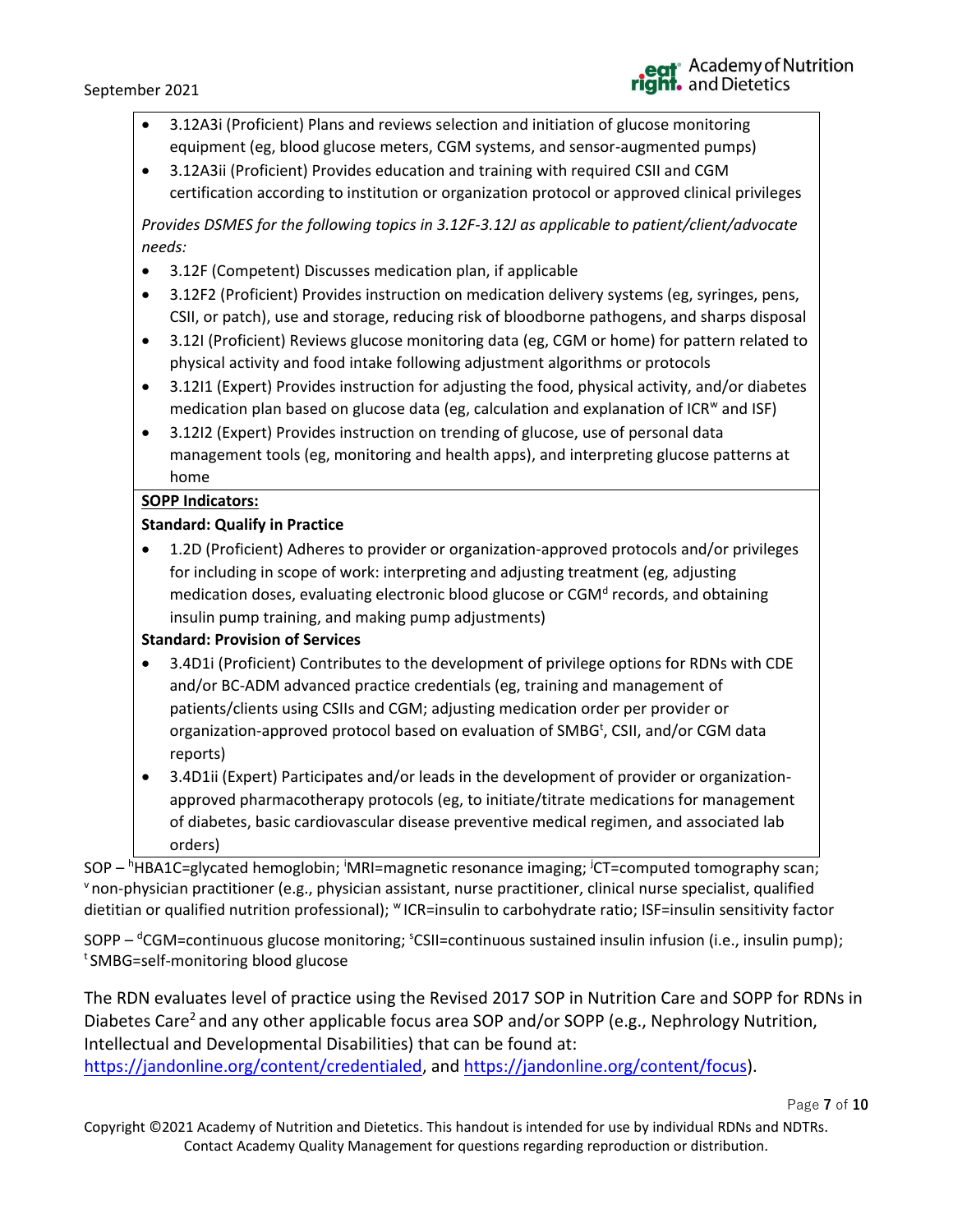- 3.12A3i (Proficient) Plans and reviews selection and initiation of glucose monitoring equipment (eg, blood glucose meters, CGM systems, and sensor-augmented pumps)
- 3.12A3ii (Proficient) Provides education and training with required CSII and CGM certification according to institution or organization protocol or approved clinical privileges

*Provides DSMES for the following topics in 3.12F-3.12J as applicable to patient/client/advocate needs:*

- 3.12F (Competent) Discusses medication plan, if applicable
- 3.12F2 (Proficient) Provides instruction on medication delivery systems (eg, syringes, pens, CSII, or patch), use and storage, reducing risk of bloodborne pathogens, and sharps disposal
- 3.12I (Proficient) Reviews glucose monitoring data (eg, CGM or home) for pattern related to physical activity and food intake following adjustment algorithms or protocols
- 3.12I1 (Expert) Provides instruction for adjusting the food, physical activity, and/or diabetes medication plan based on glucose data (eg, calculation and explanation of ICR[w] and ISF)
- 3.12I2 (Expert) Provides instruction on trending of glucose, use of personal data management tools (eg, monitoring and health apps), and interpreting glucose patterns at home

**SOPP Indicators:**

**Standard: Qualify in Practice**

- 1.2D (Proficient) Adheres to provider or organization-approved protocols and/or privileges for including in scope of work: interpreting and adjusting treatment (eg, adjusting medication doses, evaluating electronic blood glucose or CGM[d] records, and obtaining insulin pump training, and making pump adjustments)

**Standard: Provision of Services**

- 3.4D1i (Proficient) Contributes to the development of privilege options for RDNs with CDE and/or BC-ADM advanced practice credentials (eg, training and management of patients/clients using CSIIs and CGM; adjusting medication order per provider or organization-approved protocol based on evaluation of SMBG[t], CSII, and/or CGM data reports)
- 3.4D1ii (Expert) Participates and/or leads in the development of provider or organization-approved pharmacotherapy protocols (eg, to initiate/titrate medications for management of diabetes, basic cardiovascular disease preventive medical regimen, and associated lab orders)

SOP – [h]HBA1C=glycated hemoglobin; [i]MRI=magnetic resonance imaging; [j]CT=computed tomography scan; [v]non-physician practitioner (e.g., physician assistant, nurse practitioner, clinical nurse specialist, qualified dietitian or qualified nutrition professional); [w]ICR=insulin to carbohydrate ratio; ISF=insulin sensitivity factor

SOPP – [d]CGM=continuous glucose monitoring; [s]CSII=continuous sustained insulin infusion (i.e., insulin pump); [t]SMBG=self-monitoring blood glucose

The RDN evaluates level of practice using the Revised 2017 SOP in Nutrition Care and SOPP for RDNs in Diabetes Care[2] and any other applicable focus area SOP and/or SOPP (e.g., Nephrology Nutrition, Intellectual and Developmental Disabilities) that can be found at: https://jandonline.org/content/credentialed, and https://jandonline.org/content/focus).

Copyright ©2021 Academy of Nutrition and Dietetics. This handout is intended for use by individual RDNs and NDTRs. Contact Academy Quality Management for questions regarding reproduction or distribution.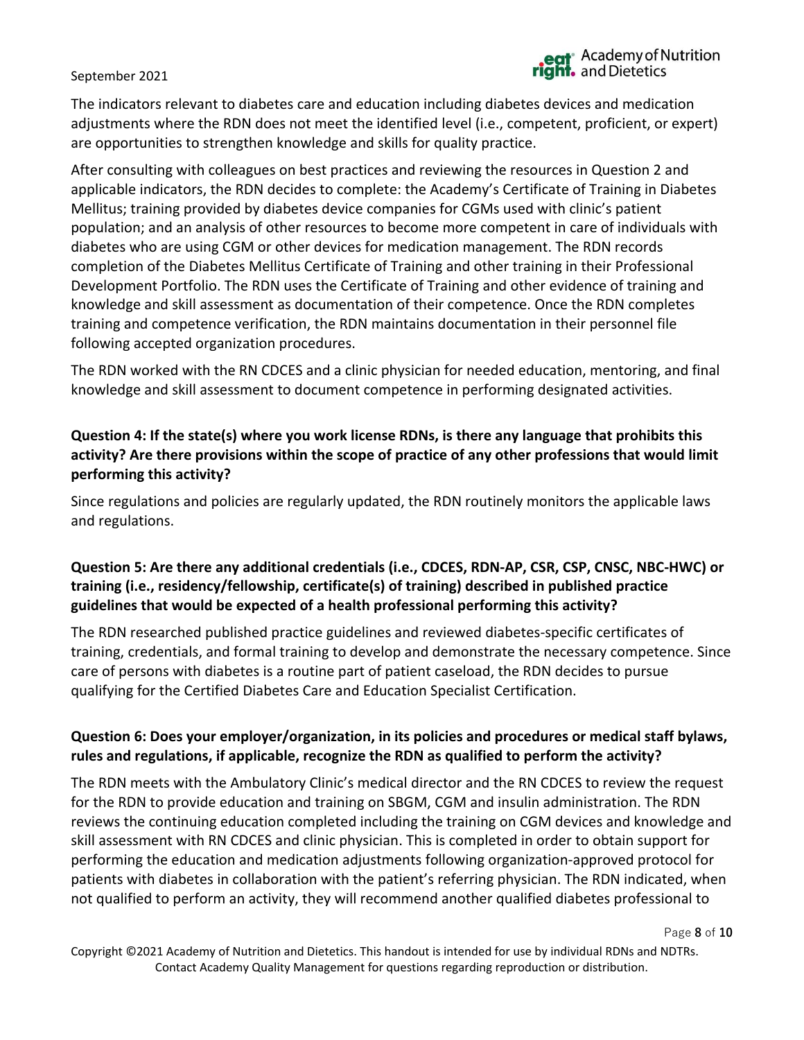The indicators relevant to diabetes care and education including diabetes devices and medication adjustments where the RDN does not meet the identified level (i.e., competent, proficient, or expert) are opportunities to strengthen knowledge and skills for quality practice.

After consulting with colleagues on best practices and reviewing the resources in Question 2 and applicable indicators, the RDN decides to complete: the Academy's Certificate of Training in Diabetes Mellitus; training provided by diabetes device companies for CGMs used with clinic's patient population; and an analysis of other resources to become more competent in care of individuals with diabetes who are using CGM or other devices for medication management. The RDN records completion of the Diabetes Mellitus Certificate of Training and other training in their Professional Development Portfolio. The RDN uses the Certificate of Training and other evidence of training and knowledge and skill assessment as documentation of their competence. Once the RDN completes training and competence verification, the RDN maintains documentation in their personnel file following accepted organization procedures.

The RDN worked with the RN CDCES and a clinic physician for needed education, mentoring, and final knowledge and skill assessment to document competence in performing designated activities.

**Question 4: If the state(s) where you work license RDNs, is there any language that prohibits this activity? Are there provisions within the scope of practice of any other professions that would limit performing this activity?**

Since regulations and policies are regularly updated, the RDN routinely monitors the applicable laws and regulations.

**Question 5: Are there any additional credentials (i.e., CDCES, RDN-AP, CSR, CSP, CNSC, NBC-HWC) or training (i.e., residency/fellowship, certificate(s) of training) described in published practice guidelines that would be expected of a health professional performing this activity?**

The RDN researched published practice guidelines and reviewed diabetes-specific certificates of training, credentials, and formal training to develop and demonstrate the necessary competence. Since care of persons with diabetes is a routine part of patient caseload, the RDN decides to pursue qualifying for the Certified Diabetes Care and Education Specialist Certification.

**Question 6: Does your employer/organization, in its policies and procedures or medical staff bylaws, rules and regulations, if applicable, recognize the RDN as qualified to perform the activity?**

The RDN meets with the Ambulatory Clinic's medical director and the RN CDCES to review the request for the RDN to provide education and training on SBGM, CGM and insulin administration. The RDN reviews the continuing education completed including the training on CGM devices and knowledge and skill assessment with RN CDCES and clinic physician. This is completed in order to obtain support for performing the education and medication adjustments following organization-approved protocol for patients with diabetes in collaboration with the patient's referring physician. The RDN indicated, when not qualified to perform an activity, they will recommend another qualified diabetes professional to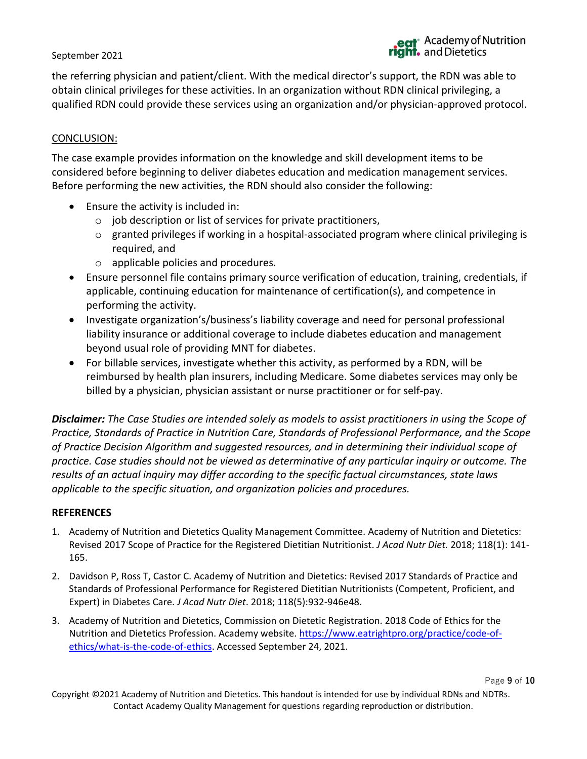the referring physician and patient/client. With the medical director's support, the RDN was able to obtain clinical privileges for these activities. In an organization without RDN clinical privileging, a qualified RDN could provide these services using an organization and/or physician-approved protocol.

CONCLUSION:

The case example provides information on the knowledge and skill development items to be considered before beginning to deliver diabetes education and medication management services. Before performing the new activities, the RDN should also consider the following:

- Ensure the activity is included in:
  - job description or list of services for private practitioners,
  - granted privileges if working in a hospital-associated program where clinical privileging is required, and
  - applicable policies and procedures.
- Ensure personnel file contains primary source verification of education, training, credentials, if applicable, continuing education for maintenance of certification(s), and competence in performing the activity.
- Investigate organization's/business's liability coverage and need for personal professional liability insurance or additional coverage to include diabetes education and management beyond usual role of providing MNT for diabetes.
- For billable services, investigate whether this activity, as performed by a RDN, will be reimbursed by health plan insurers, including Medicare. Some diabetes services may only be billed by a physician, physician assistant or nurse practitioner or for self-pay.

***Disclaimer:*** *The Case Studies are intended solely as models to assist practitioners in using the Scope of Practice, Standards of Practice in Nutrition Care, Standards of Professional Performance, and the Scope of Practice Decision Algorithm and suggested resources, and in determining their individual scope of practice. Case studies should not be viewed as determinative of any particular inquiry or outcome. The results of an actual inquiry may differ according to the specific factual circumstances, state laws applicable to the specific situation, and organization policies and procedures.*

**REFERENCES**

1. Academy of Nutrition and Dietetics Quality Management Committee. Academy of Nutrition and Dietetics: Revised 2017 Scope of Practice for the Registered Dietitian Nutritionist. *J Acad Nutr Diet.* 2018; 118(1): 141-165.
2. Davidson P, Ross T, Castor C. Academy of Nutrition and Dietetics: Revised 2017 Standards of Practice and Standards of Professional Performance for Registered Dietitian Nutritionists (Competent, Proficient, and Expert) in Diabetes Care. *J Acad Nutr Diet*. 2018; 118(5):932-946e48.
3. Academy of Nutrition and Dietetics, Commission on Dietetic Registration. 2018 Code of Ethics for the Nutrition and Dietetics Profession. Academy website. https://www.eatrightpro.org/practice/code-of-ethics/what-is-the-code-of-ethics. Accessed September 24, 2021.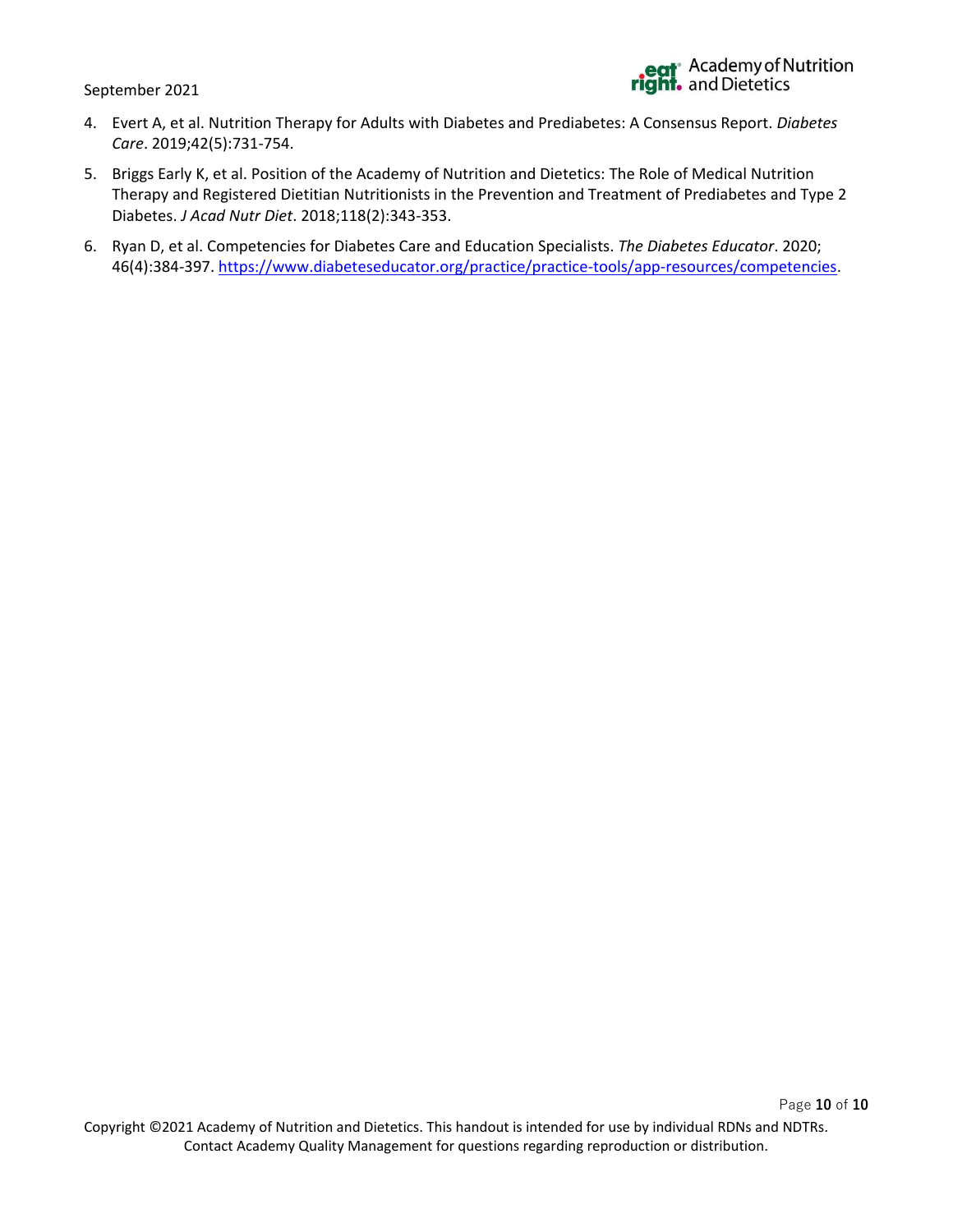4. Evert A, et al. Nutrition Therapy for Adults with Diabetes and Prediabetes: A Consensus Report. *Diabetes Care*. 2019;42(5):731-754.
5. Briggs Early K, et al. Position of the Academy of Nutrition and Dietetics: The Role of Medical Nutrition Therapy and Registered Dietitian Nutritionists in the Prevention and Treatment of Prediabetes and Type 2 Diabetes. *J Acad Nutr Diet*. 2018;118(2):343-353.
6. Ryan D, et al. Competencies for Diabetes Care and Education Specialists. *The Diabetes Educator*. 2020; 46(4):384-397. https://www.diabeteseducator.org/practice/practice-tools/app-resources/competencies.

Copyright ©2021 Academy of Nutrition and Dietetics. This handout is intended for use by individual RDNs and NDTRs. Contact Academy Quality Management for questions regarding reproduction or distribution.